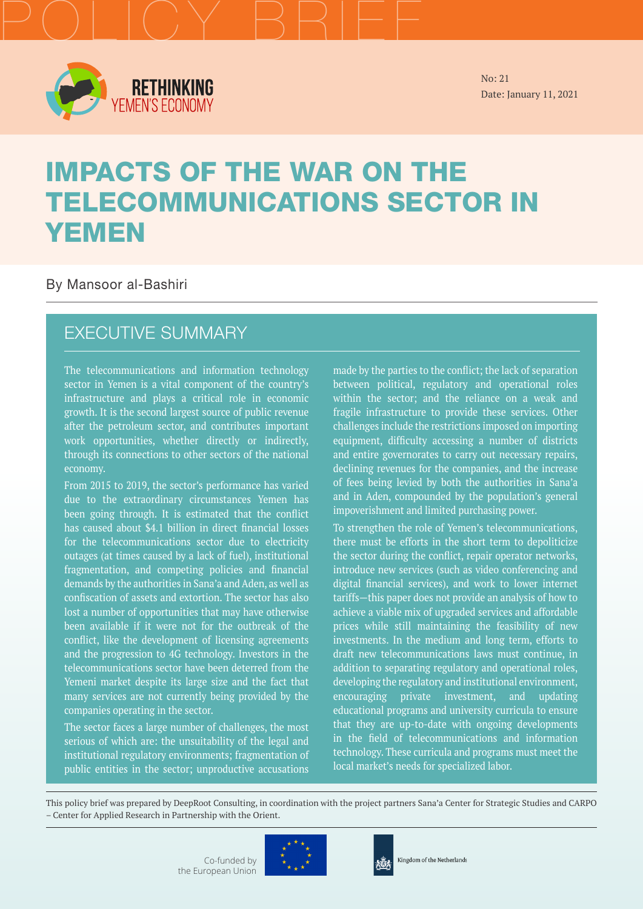POLICY BRIEF

RETHINKING YEMEN'S ECONOMY

No: 21
Date: January 11, 2021

# IMPACTS OF THE WAR ON THE TELECOMMUNICATIONS SECTOR IN YEMEN

By Mansoor al-Bashiri

## EXECUTIVE SUMMARY

The telecommunications and information technology sector in Yemen is a vital component of the country's infrastructure and plays a critical role in economic growth. It is the second largest source of public revenue after the petroleum sector, and contributes important work opportunities, whether directly or indirectly, through its connections to other sectors of the national economy.

From 2015 to 2019, the sector's performance has varied due to the extraordinary circumstances Yemen has been going through. It is estimated that the conflict has caused about $4.1 billion in direct financial losses for the telecommunications sector due to electricity outages (at times caused by a lack of fuel), institutional fragmentation, and competing policies and financial demands by the authorities in Sana'a and Aden, as well as confiscation of assets and extortion. The sector has also lost a number of opportunities that may have otherwise been available if it were not for the outbreak of the conflict, like the development of licensing agreements and the progression to 4G technology. Investors in the telecommunications sector have been deterred from the Yemeni market despite its large size and the fact that many services are not currently being provided by the companies operating in the sector.

The sector faces a large number of challenges, the most serious of which are: the unsuitability of the legal and institutional regulatory environments; fragmentation of public entities in the sector; unproductive accusations made by the parties to the conflict; the lack of separation between political, regulatory and operational roles within the sector; and the reliance on a weak and fragile infrastructure to provide these services. Other challenges include the restrictions imposed on importing equipment, difficulty accessing a number of districts and entire governorates to carry out necessary repairs, declining revenues for the companies, and the increase of fees being levied by both the authorities in Sana'a and in Aden, compounded by the population's general impoverishment and limited purchasing power.

To strengthen the role of Yemen's telecommunications, there must be efforts in the short term to depoliticize the sector during the conflict, repair operator networks, introduce new services (such as video conferencing and digital financial services), and work to lower internet tariffs—this paper does not provide an analysis of how to achieve a viable mix of upgraded services and affordable prices while still maintaining the feasibility of new investments. In the medium and long term, efforts to draft new telecommunications laws must continue, in addition to separating regulatory and operational roles, developing the regulatory and institutional environment, encouraging private investment, and updating educational programs and university curricula to ensure that they are up-to-date with ongoing developments in the field of telecommunications and information technology. These curricula and programs must meet the local market's needs for specialized labor.

This policy brief was prepared by DeepRoot Consulting, in coordination with the project partners Sana'a Center for Strategic Studies and CARPO – Center for Applied Research in Partnership with the Orient.

Co-funded by the European Union

Kingdom of the Netherlands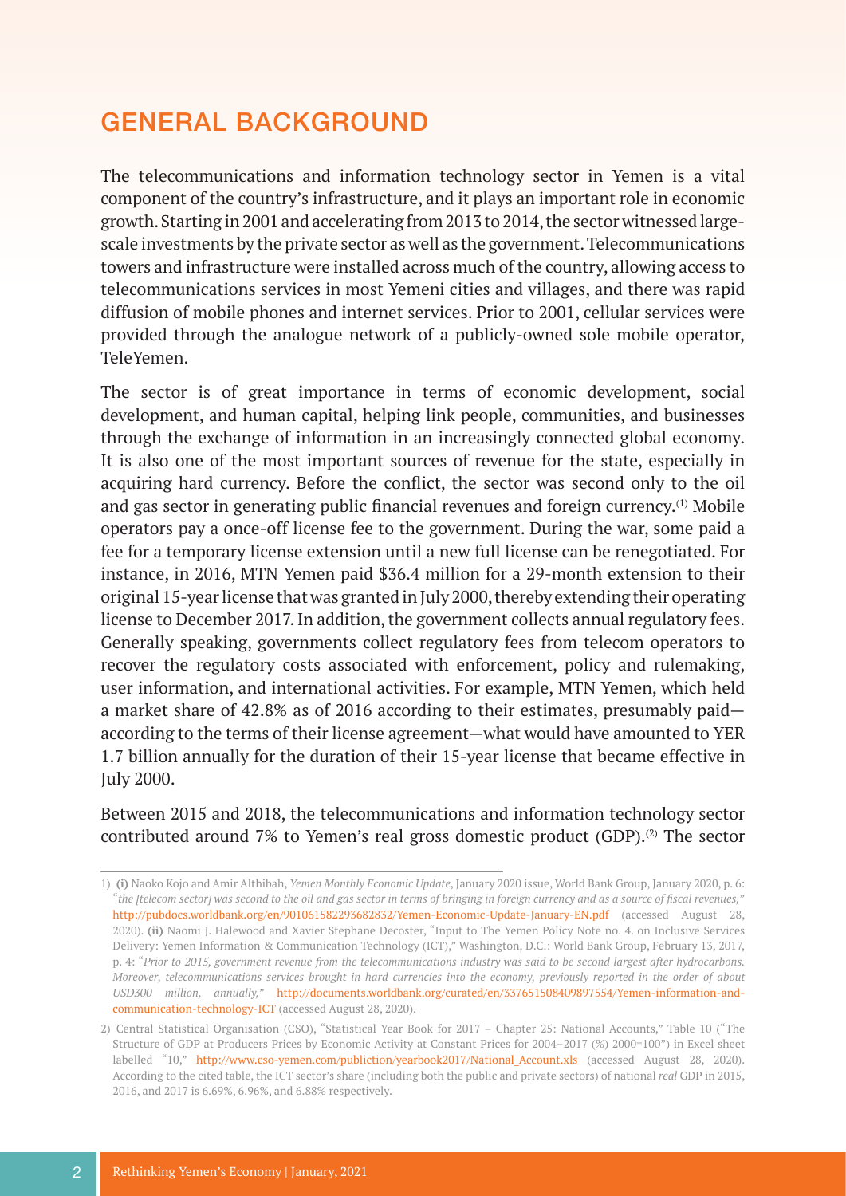## GENERAL BACKGROUND

The telecommunications and information technology sector in Yemen is a vital component of the country's infrastructure, and it plays an important role in economic growth. Starting in 2001 and accelerating from 2013 to 2014, the sector witnessed large-scale investments by the private sector as well as the government. Telecommunications towers and infrastructure were installed across much of the country, allowing access to telecommunications services in most Yemeni cities and villages, and there was rapid diffusion of mobile phones and internet services. Prior to 2001, cellular services were provided through the analogue network of a publicly-owned sole mobile operator, TeleYemen.

The sector is of great importance in terms of economic development, social development, and human capital, helping link people, communities, and businesses through the exchange of information in an increasingly connected global economy. It is also one of the most important sources of revenue for the state, especially in acquiring hard currency. Before the conflict, the sector was second only to the oil and gas sector in generating public financial revenues and foreign currency.[1] Mobile operators pay a once-off license fee to the government. During the war, some paid a fee for a temporary license extension until a new full license can be renegotiated. For instance, in 2016, MTN Yemen paid $36.4 million for a 29-month extension to their original 15-year license that was granted in July 2000, thereby extending their operating license to December 2017. In addition, the government collects annual regulatory fees. Generally speaking, governments collect regulatory fees from telecom operators to recover the regulatory costs associated with enforcement, policy and rulemaking, user information, and international activities. For example, MTN Yemen, which held a market share of 42.8% as of 2016 according to their estimates, presumably paid—according to the terms of their license agreement—what would have amounted to YER 1.7 billion annually for the duration of their 15-year license that became effective in July 2000.

Between 2015 and 2018, the telecommunications and information technology sector contributed around 7% to Yemen's real gross domestic product (GDP).[2] The sector

---

1) **(i)** Naoko Kojo and Amir Althibah, *Yemen Monthly Economic Update*, January 2020 issue, World Bank Group, January 2020, p. 6: "*the [telecom sector] was second to the oil and gas sector in terms of bringing in foreign currency and as a source of fiscal revenues,*" http://pubdocs.worldbank.org/en/901061582293682832/Yemen-Economic-Update-January-EN.pdf (accessed August 28, 2020). **(ii)** Naomi J. Halewood and Xavier Stephane Decoster, "Input to The Yemen Policy Note no. 4. on Inclusive Services Delivery: Yemen Information & Communication Technology (ICT)," Washington, D.C.: World Bank Group, February 13, 2017, p. 4: "*Prior to 2015, government revenue from the telecommunications industry was said to be second largest after hydrocarbons. Moreover, telecommunications services brought in hard currencies into the economy, previously reported in the order of about USD300 million, annually,*" http://documents.worldbank.org/curated/en/337651508409897554/Yemen-information-and-communication-technology-ICT (accessed August 28, 2020).

2) Central Statistical Organisation (CSO), "Statistical Year Book for 2017 – Chapter 25: National Accounts," Table 10 ("The Structure of GDP at Producers Prices by Economic Activity at Constant Prices for 2004–2017 (%) 2000=100") in Excel sheet labelled "10," http://www.cso-yemen.com/publiction/yearbook2017/National_Account.xls (accessed August 28, 2020). According to the cited table, the ICT sector's share (including both the public and private sectors) of national *real* GDP in 2015, 2016, and 2017 is 6.69%, 6.96%, and 6.88% respectively.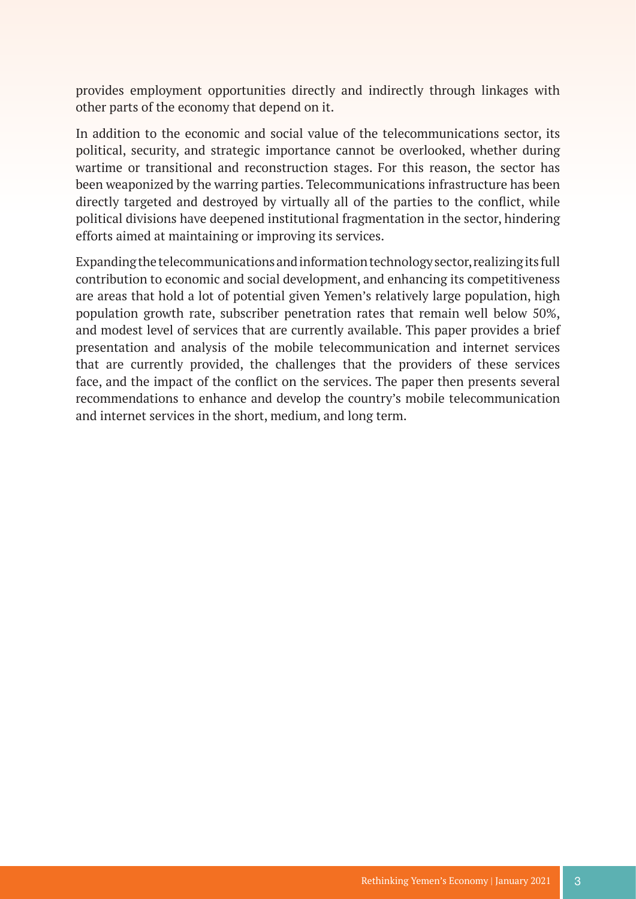provides employment opportunities directly and indirectly through linkages with other parts of the economy that depend on it.

In addition to the economic and social value of the telecommunications sector, its political, security, and strategic importance cannot be overlooked, whether during wartime or transitional and reconstruction stages. For this reason, the sector has been weaponized by the warring parties. Telecommunications infrastructure has been directly targeted and destroyed by virtually all of the parties to the conflict, while political divisions have deepened institutional fragmentation in the sector, hindering efforts aimed at maintaining or improving its services.

Expanding the telecommunications and information technology sector, realizing its full contribution to economic and social development, and enhancing its competitiveness are areas that hold a lot of potential given Yemen's relatively large population, high population growth rate, subscriber penetration rates that remain well below 50%, and modest level of services that are currently available. This paper provides a brief presentation and analysis of the mobile telecommunication and internet services that are currently provided, the challenges that the providers of these services face, and the impact of the conflict on the services. The paper then presents several recommendations to enhance and develop the country's mobile telecommunication and internet services in the short, medium, and long term.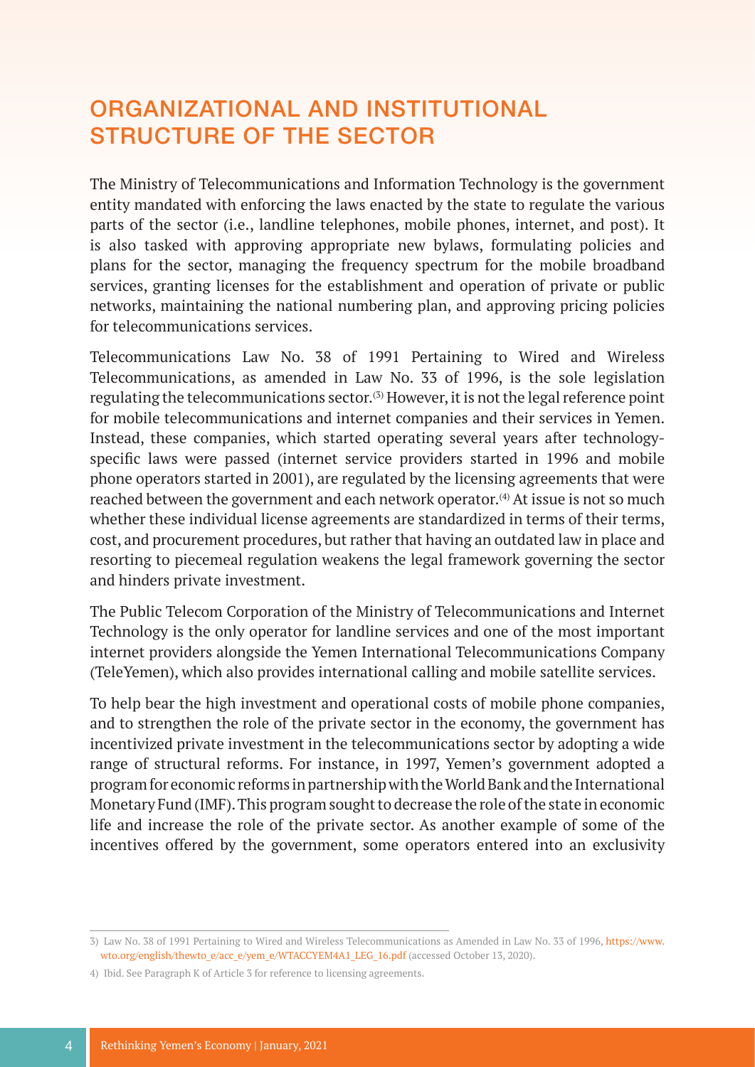## ORGANIZATIONAL AND INSTITUTIONAL STRUCTURE OF THE SECTOR

The Ministry of Telecommunications and Information Technology is the government entity mandated with enforcing the laws enacted by the state to regulate the various parts of the sector (i.e., landline telephones, mobile phones, internet, and post). It is also tasked with approving appropriate new bylaws, formulating policies and plans for the sector, managing the frequency spectrum for the mobile broadband services, granting licenses for the establishment and operation of private or public networks, maintaining the national numbering plan, and approving pricing policies for telecommunications services.

Telecommunications Law No. 38 of 1991 Pertaining to Wired and Wireless Telecommunications, as amended in Law No. 33 of 1996, is the sole legislation regulating the telecommunications sector.[3] However, it is not the legal reference point for mobile telecommunications and internet companies and their services in Yemen. Instead, these companies, which started operating several years after technology-specific laws were passed (internet service providers started in 1996 and mobile phone operators started in 2001), are regulated by the licensing agreements that were reached between the government and each network operator.[4] At issue is not so much whether these individual license agreements are standardized in terms of their terms, cost, and procurement procedures, but rather that having an outdated law in place and resorting to piecemeal regulation weakens the legal framework governing the sector and hinders private investment.

The Public Telecom Corporation of the Ministry of Telecommunications and Internet Technology is the only operator for landline services and one of the most important internet providers alongside the Yemen International Telecommunications Company (TeleYemen), which also provides international calling and mobile satellite services.

To help bear the high investment and operational costs of mobile phone companies, and to strengthen the role of the private sector in the economy, the government has incentivized private investment in the telecommunications sector by adopting a wide range of structural reforms. For instance, in 1997, Yemen's government adopted a program for economic reforms in partnership with the World Bank and the International Monetary Fund (IMF). This program sought to decrease the role of the state in economic life and increase the role of the private sector. As another example of some of the incentives offered by the government, some operators entered into an exclusivity

---

3) Law No. 38 of 1991 Pertaining to Wired and Wireless Telecommunications as Amended in Law No. 33 of 1996, https://www.wto.org/english/thewto_e/acc_e/yem_e/WTACCYEM4A1_LEG_16.pdf (accessed October 13, 2020).

4) Ibid. See Paragraph K of Article 3 for reference to licensing agreements.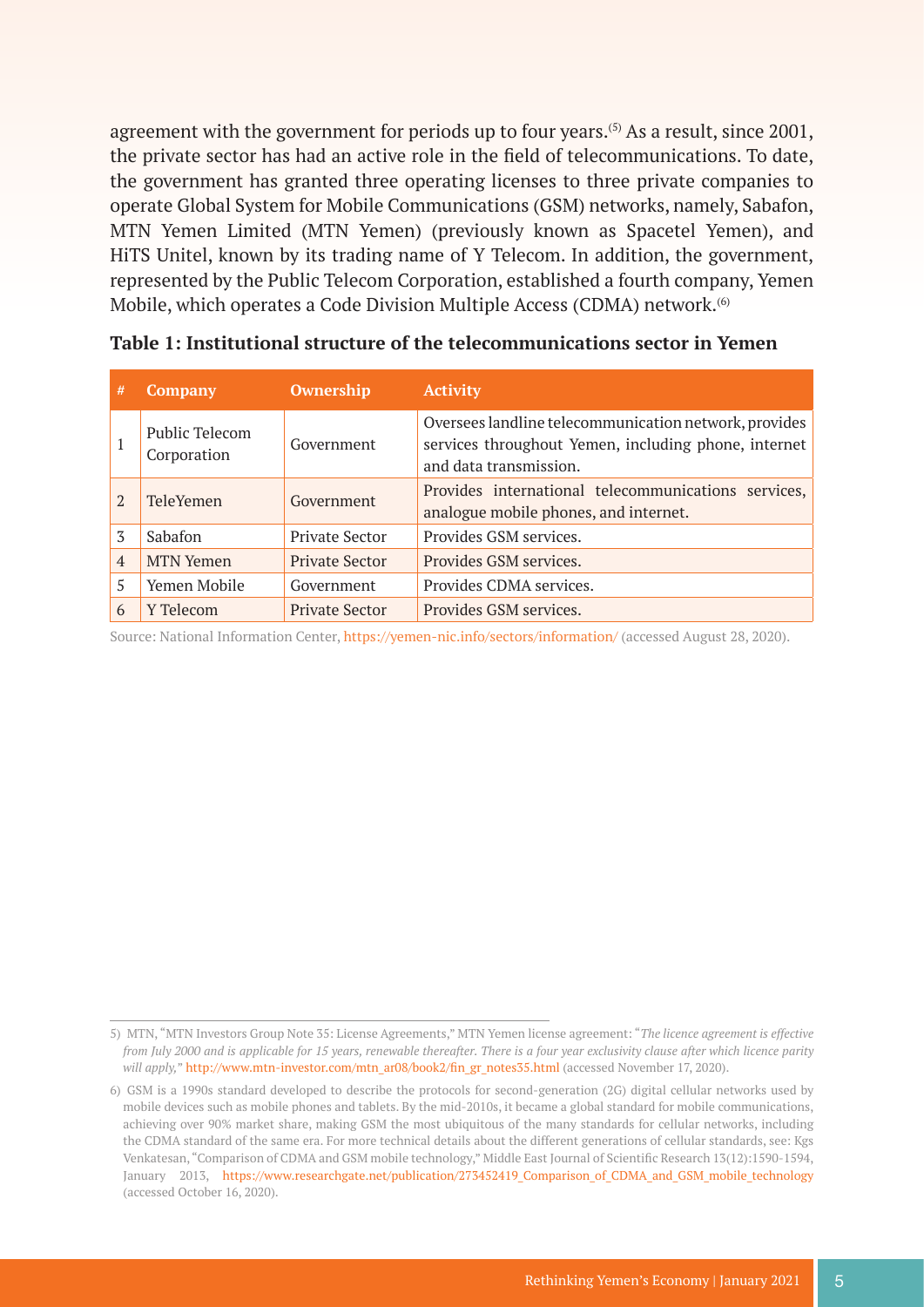agreement with the government for periods up to four years.[5] As a result, since 2001, the private sector has had an active role in the field of telecommunications. To date, the government has granted three operating licenses to three private companies to operate Global System for Mobile Communications (GSM) networks, namely, Sabafon, MTN Yemen Limited (MTN Yemen) (previously known as Spacetel Yemen), and HiTS Unitel, known by its trading name of Y Telecom. In addition, the government, represented by the Public Telecom Corporation, established a fourth company, Yemen Mobile, which operates a Code Division Multiple Access (CDMA) network.[6]

**Table 1: Institutional structure of the telecommunications sector in Yemen**

| # | Company | Ownership | Activity |
|---|---|---|---|
| 1 | Public Telecom Corporation | Government | Oversees landline telecommunication network, provides services throughout Yemen, including phone, internet and data transmission. |
| 2 | TeleYemen | Government | Provides international telecommunications services, analogue mobile phones, and internet. |
| 3 | Sabafon | Private Sector | Provides GSM services. |
| 4 | MTN Yemen | Private Sector | Provides GSM services. |
| 5 | Yemen Mobile | Government | Provides CDMA services. |
| 6 | Y Telecom | Private Sector | Provides GSM services. |

Source: National Information Center, https://yemen-nic.info/sectors/information/ (accessed August 28, 2020).

---

5) MTN, "MTN Investors Group Note 35: License Agreements," MTN Yemen license agreement: "*The licence agreement is effective from July 2000 and is applicable for 15 years, renewable thereafter. There is a four year exclusivity clause after which licence parity will apply,*" http://www.mtn-investor.com/mtn_ar08/book2/fin_gr_notes35.html (accessed November 17, 2020).

6) GSM is a 1990s standard developed to describe the protocols for second-generation (2G) digital cellular networks used by mobile devices such as mobile phones and tablets. By the mid-2010s, it became a global standard for mobile communications, achieving over 90% market share, making GSM the most ubiquitous of the many standards for cellular networks, including the CDMA standard of the same era. For more technical details about the different generations of cellular standards, see: Kgs Venkatesan, "Comparison of CDMA and GSM mobile technology," Middle East Journal of Scientific Research 13(12):1590-1594, January 2013, https://www.researchgate.net/publication/273452419_Comparison_of_CDMA_and_GSM_mobile_technology (accessed October 16, 2020).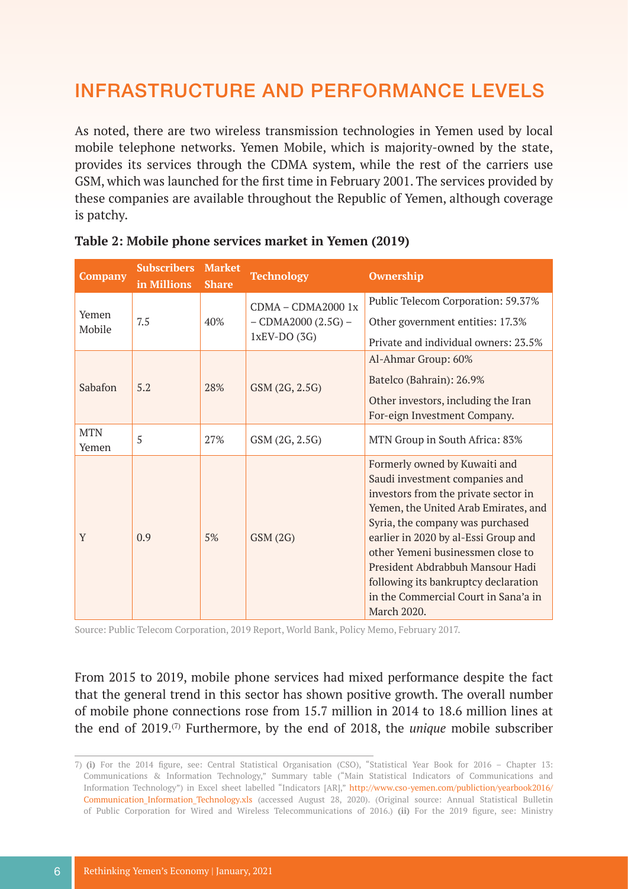## INFRASTRUCTURE AND PERFORMANCE LEVELS

As noted, there are two wireless transmission technologies in Yemen used by local mobile telephone networks. Yemen Mobile, which is majority-owned by the state, provides its services through the CDMA system, while the rest of the carriers use GSM, which was launched for the first time in February 2001. The services provided by these companies are available throughout the Republic of Yemen, although coverage is patchy.

**Table 2: Mobile phone services market in Yemen (2019)**

| Company | Subscribers in Millions | Market Share | Technology | Ownership |
|---|---|---|---|---|
| Yemen Mobile | 7.5 | 40% | CDMA – CDMA2000 1x – CDMA2000 (2.5G) – 1xEV-DO (3G) | Public Telecom Corporation: 59.37%<br>Other government entities: 17.3%<br>Private and individual owners: 23.5% |
| Sabafon | 5.2 | 28% | GSM (2G, 2.5G) | Al-Ahmar Group: 60%<br>Batelco (Bahrain): 26.9%<br>Other investors, including the Iran For-eign Investment Company. |
| MTN Yemen | 5 | 27% | GSM (2G, 2.5G) | MTN Group in South Africa: 83% |
| Y | 0.9 | 5% | GSM (2G) | Formerly owned by Kuwaiti and Saudi investment companies and investors from the private sector in Yemen, the United Arab Emirates, and Syria, the company was purchased earlier in 2020 by al-Essi Group and other Yemeni businessmen close to President Abdrabbuh Mansour Hadi following its bankruptcy declaration in the Commercial Court in Sana'a in March 2020. |

Source: Public Telecom Corporation, 2019 Report, World Bank, Policy Memo, February 2017.

From 2015 to 2019, mobile phone services had mixed performance despite the fact that the general trend in this sector has shown positive growth. The overall number of mobile phone connections rose from 15.7 million in 2014 to 18.6 million lines at the end of 2019.[7] Furthermore, by the end of 2018, the *unique* mobile subscriber

7) **(i)** For the 2014 figure, see: Central Statistical Organisation (CSO), "Statistical Year Book for 2016 – Chapter 13: Communications & Information Technology," Summary table ("Main Statistical Indicators of Communications and Information Technology") in Excel sheet labelled "Indicators [AR]," http://www.cso-yemen.com/publiction/yearbook2016/Communication_Information_Technology.xls (accessed August 28, 2020). (Original source: Annual Statistical Bulletin of Public Corporation for Wired and Wireless Telecommunications of 2016.) **(ii)** For the 2019 figure, see: Ministry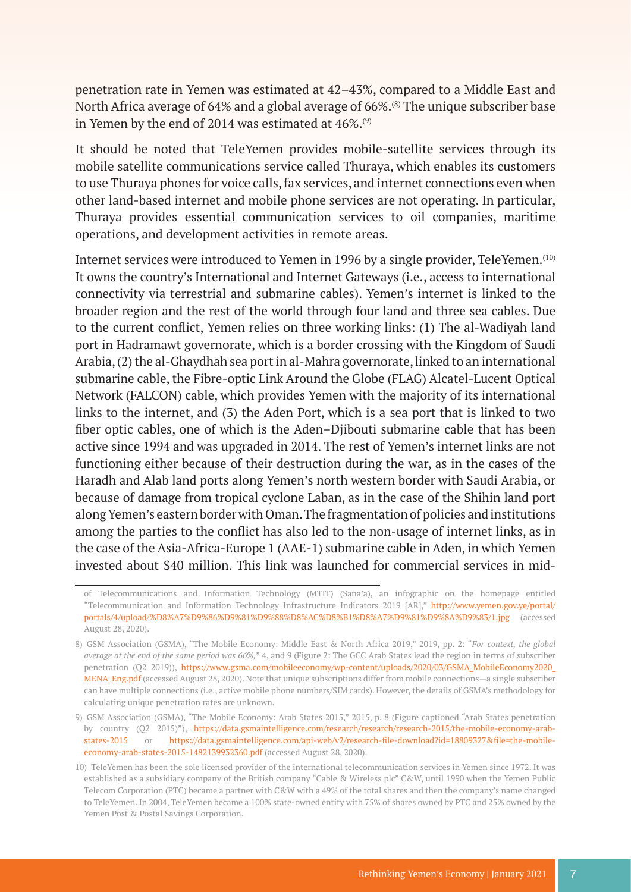penetration rate in Yemen was estimated at 42–43%, compared to a Middle East and North Africa average of 64% and a global average of 66%.[8] The unique subscriber base in Yemen by the end of 2014 was estimated at 46%.[9]

It should be noted that TeleYemen provides mobile-satellite services through its mobile satellite communications service called Thuraya, which enables its customers to use Thuraya phones for voice calls, fax services, and internet connections even when other land-based internet and mobile phone services are not operating. In particular, Thuraya provides essential communication services to oil companies, maritime operations, and development activities in remote areas.

Internet services were introduced to Yemen in 1996 by a single provider, TeleYemen.[10] It owns the country's International and Internet Gateways (i.e., access to international connectivity via terrestrial and submarine cables). Yemen's internet is linked to the broader region and the rest of the world through four land and three sea cables. Due to the current conflict, Yemen relies on three working links: (1) The al-Wadiyah land port in Hadramawt governorate, which is a border crossing with the Kingdom of Saudi Arabia, (2) the al-Ghaydhah sea port in al-Mahra governorate, linked to an international submarine cable, the Fibre-optic Link Around the Globe (FLAG) Alcatel-Lucent Optical Network (FALCON) cable, which provides Yemen with the majority of its international links to the internet, and (3) the Aden Port, which is a sea port that is linked to two fiber optic cables, one of which is the Aden–Djibouti submarine cable that has been active since 1994 and was upgraded in 2014. The rest of Yemen's internet links are not functioning either because of their destruction during the war, as in the cases of the Haradh and Alab land ports along Yemen's north western border with Saudi Arabia, or because of damage from tropical cyclone Laban, as in the case of the Shihin land port along Yemen's eastern border with Oman. The fragmentation of policies and institutions among the parties to the conflict has also led to the non-usage of internet links, as in the case of the Asia-Africa-Europe 1 (AAE-1) submarine cable in Aden, in which Yemen invested about $40 million. This link was launched for commercial services in mid-

---

of Telecommunications and Information Technology (MTIT) (Sana'a), an infographic on the homepage entitled "Telecommunication and Information Technology Infrastructure Indicators 2019 [AR]," http://www.yemen.gov.ye/portal/portals/4/upload/%D8%A7%D9%86%D9%81%D9%88%D8%AC%D8%B1%D8%A7%D9%81%D9%8A%D9%83/1.jpg (accessed August 28, 2020).

8) GSM Association (GSMA), "The Mobile Economy: Middle East & North Africa 2019," 2019, pp. 2: "*For context, the global average at the end of the same period was 66%,*" 4, and 9 (Figure 2: The GCC Arab States lead the region in terms of subscriber penetration (Q2 2019)), https://www.gsma.com/mobileeconomy/wp-content/uploads/2020/03/GSMA_MobileEconomy2020_MENA_Eng.pdf (accessed August 28, 2020). Note that unique subscriptions differ from mobile connections—a single subscriber can have multiple connections (i.e., active mobile phone numbers/SIM cards). However, the details of GSMA's methodology for calculating unique penetration rates are unknown.

9) GSM Association (GSMA), "The Mobile Economy: Arab States 2015," 2015, p. 8 (Figure captioned "Arab States penetration by country (Q2 2015)"), https://data.gsmaintelligence.com/research/research/research-2015/the-mobile-economy-arab-states-2015 or https://data.gsmaintelligence.com/api-web/v2/research-file-download?id=18809327&file=the-mobile-economy-arab-states-2015-1482139932360.pdf (accessed August 28, 2020).

10) TeleYemen has been the sole licensed provider of the international telecommunication services in Yemen since 1972. It was established as a subsidiary company of the British company "Cable & Wireless plc" C&W, until 1990 when the Yemen Public Telecom Corporation (PTC) became a partner with C&W with a 49% of the total shares and then the company's name changed to TeleYemen. In 2004, TeleYemen became a 100% state-owned entity with 75% of shares owned by PTC and 25% owned by the Yemen Post & Postal Savings Corporation.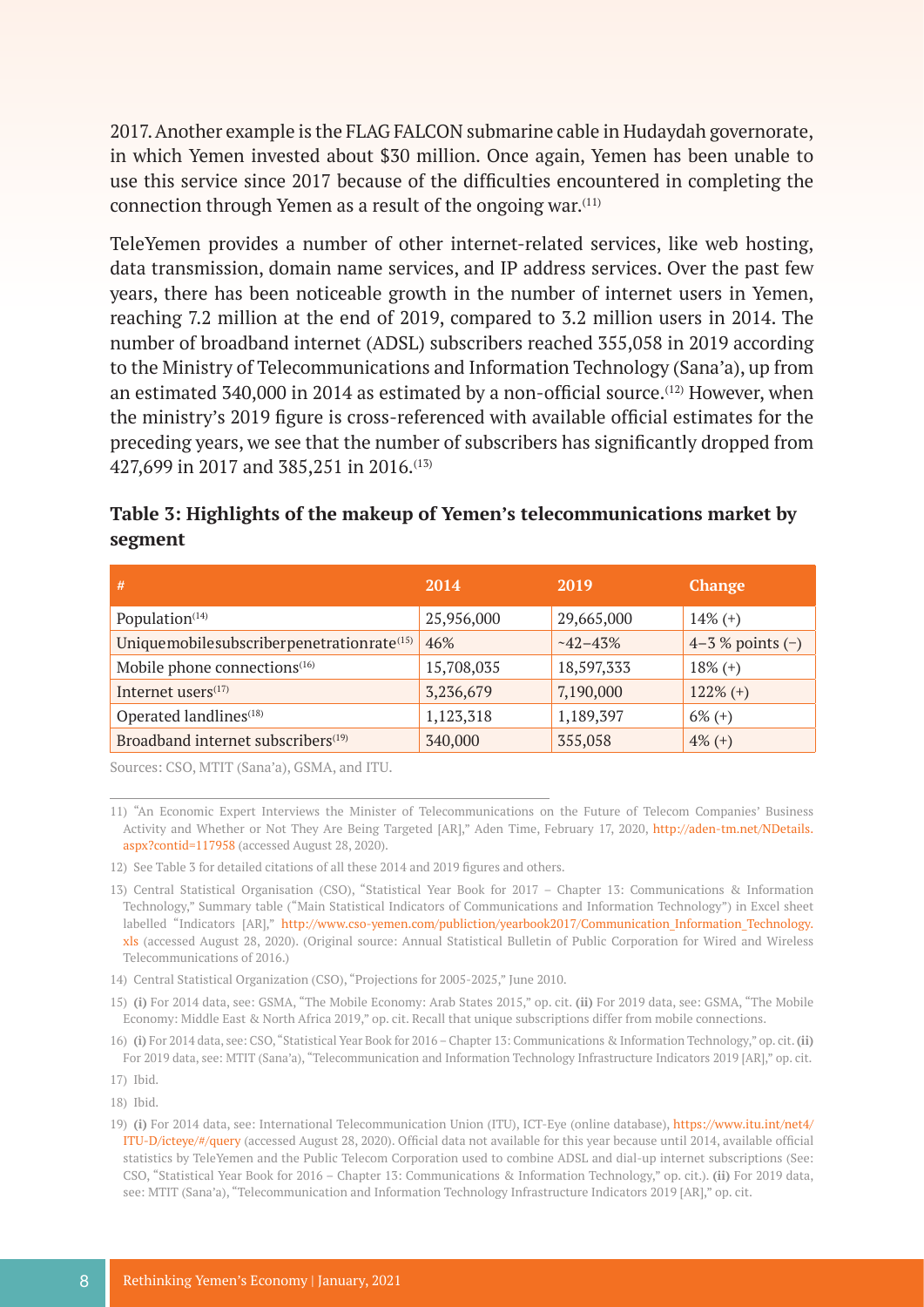2017. Another example is the FLAG FALCON submarine cable in Hudaydah governorate, in which Yemen invested about $30 million. Once again, Yemen has been unable to use this service since 2017 because of the difficulties encountered in completing the connection through Yemen as a result of the ongoing war.[11]

TeleYemen provides a number of other internet-related services, like web hosting, data transmission, domain name services, and IP address services. Over the past few years, there has been noticeable growth in the number of internet users in Yemen, reaching 7.2 million at the end of 2019, compared to 3.2 million users in 2014. The number of broadband internet (ADSL) subscribers reached 355,058 in 2019 according to the Ministry of Telecommunications and Information Technology (Sana'a), up from an estimated 340,000 in 2014 as estimated by a non-official source.[12] However, when the ministry's 2019 figure is cross-referenced with available official estimates for the preceding years, we see that the number of subscribers has significantly dropped from 427,699 in 2017 and 385,251 in 2016.[13]

**Table 3: Highlights of the makeup of Yemen's telecommunications market by segment**

| # | 2014 | 2019 | Change |
|---|---|---|---|
| Population[14] | 25,956,000 | 29,665,000 | 14% (+) |
| Unique mobile subscriber penetration rate[15] | 46% | ~42–43% | 4–3 % points (−) |
| Mobile phone connections[16] | 15,708,035 | 18,597,333 | 18% (+) |
| Internet users[17] | 3,236,679 | 7,190,000 | 122% (+) |
| Operated landlines[18] | 1,123,318 | 1,189,397 | 6% (+) |
| Broadband internet subscribers[19] | 340,000 | 355,058 | 4% (+) |

Sources: CSO, MTIT (Sana'a), GSMA, and ITU.

11) "An Economic Expert Interviews the Minister of Telecommunications on the Future of Telecom Companies' Business Activity and Whether or Not They Are Being Targeted [AR]," Aden Time, February 17, 2020, http://aden-tm.net/NDetails.aspx?contid=117958 (accessed August 28, 2020).

12) See Table 3 for detailed citations of all these 2014 and 2019 figures and others.

13) Central Statistical Organisation (CSO), "Statistical Year Book for 2017 – Chapter 13: Communications & Information Technology," Summary table ("Main Statistical Indicators of Communications and Information Technology") in Excel sheet labelled "Indicators [AR]," http://www.cso-yemen.com/publiction/yearbook2017/Communication_Information_Technology.xls (accessed August 28, 2020). (Original source: Annual Statistical Bulletin of Public Corporation for Wired and Wireless Telecommunications of 2016.)

14) Central Statistical Organization (CSO), "Projections for 2005-2025," June 2010.

15) **(i)** For 2014 data, see: GSMA, "The Mobile Economy: Arab States 2015," op. cit. **(ii)** For 2019 data, see: GSMA, "The Mobile Economy: Middle East & North Africa 2019," op. cit. Recall that unique subscriptions differ from mobile connections.

16) **(i)** For 2014 data, see: CSO, "Statistical Year Book for 2016 – Chapter 13: Communications & Information Technology," op. cit. **(ii)** For 2019 data, see: MTIT (Sana'a), "Telecommunication and Information Technology Infrastructure Indicators 2019 [AR]," op. cit.

17) Ibid.

18) Ibid.

19) **(i)** For 2014 data, see: International Telecommunication Union (ITU), ICT-Eye (online database), https://www.itu.int/net4/ITU-D/icteye/#/query (accessed August 28, 2020). Official data not available for this year because until 2014, available official statistics by TeleYemen and the Public Telecom Corporation used to combine ADSL and dial-up internet subscriptions (See: CSO, "Statistical Year Book for 2016 – Chapter 13: Communications & Information Technology," op. cit.). **(ii)** For 2019 data, see: MTIT (Sana'a), "Telecommunication and Information Technology Infrastructure Indicators 2019 [AR]," op. cit.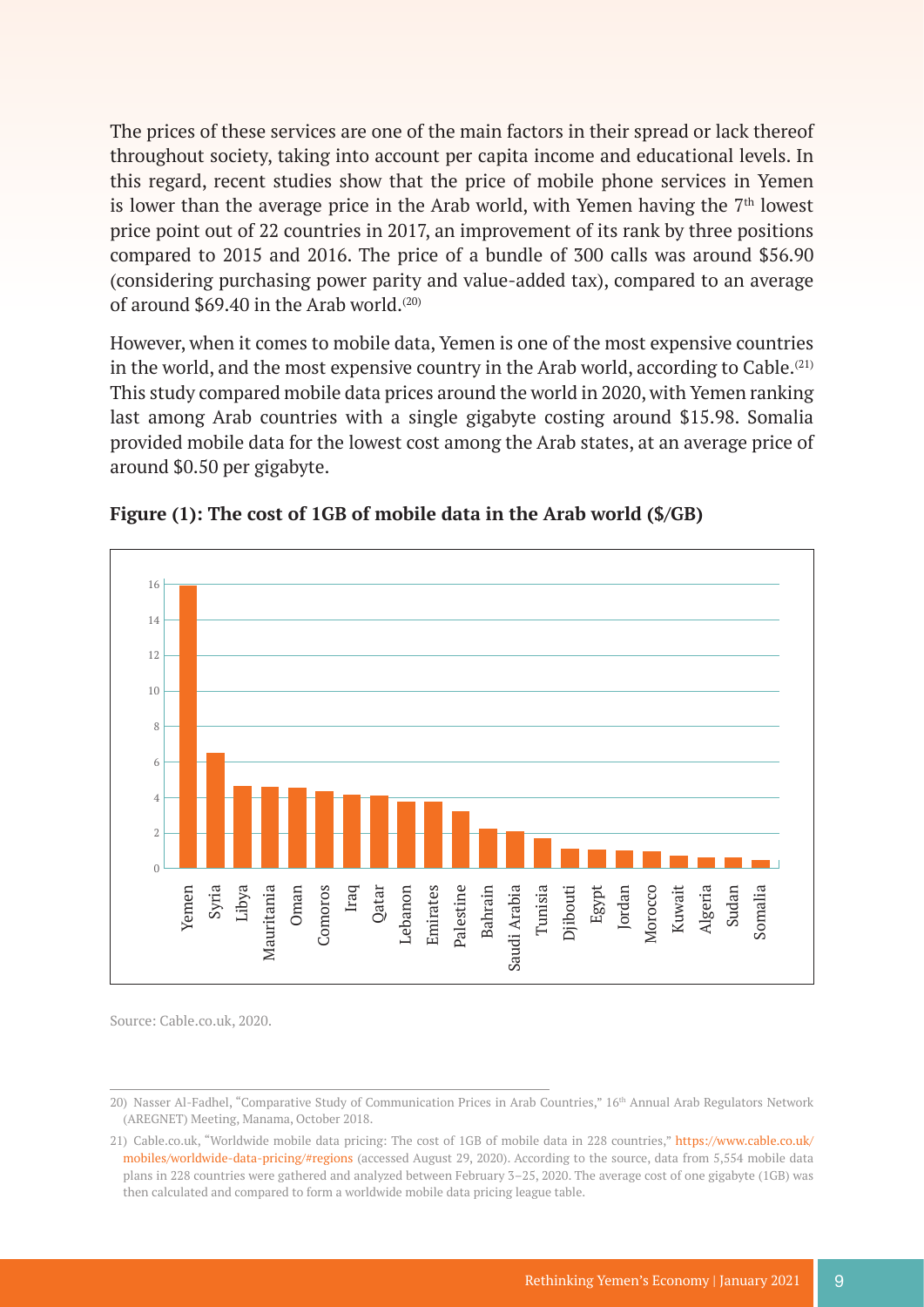The prices of these services are one of the main factors in their spread or lack thereof throughout society, taking into account per capita income and educational levels. In this regard, recent studies show that the price of mobile phone services in Yemen is lower than the average price in the Arab world, with Yemen having the 7th lowest price point out of 22 countries in 2017, an improvement of its rank by three positions compared to 2015 and 2016. The price of a bundle of 300 calls was around $56.90 (considering purchasing power parity and value-added tax), compared to an average of around $69.40 in the Arab world.[20]

However, when it comes to mobile data, Yemen is one of the most expensive countries in the world, and the most expensive country in the Arab world, according to Cable.[21] This study compared mobile data prices around the world in 2020, with Yemen ranking last among Arab countries with a single gigabyte costing around $15.98. Somalia provided mobile data for the lowest cost among the Arab states, at an average price of around $0.50 per gigabyte.

**Figure (1): The cost of 1GB of mobile data in the Arab world ($/GB)**

Source: Cable.co.uk, 2020.

---

20) Nasser Al-Fadhel, "Comparative Study of Communication Prices in Arab Countries," 16th Annual Arab Regulators Network (AREGNET) Meeting, Manama, October 2018.

21) Cable.co.uk, "Worldwide mobile data pricing: The cost of 1GB of mobile data in 228 countries," https://www.cable.co.uk/mobiles/worldwide-data-pricing/#regions (accessed August 29, 2020). According to the source, data from 5,554 mobile data plans in 228 countries were gathered and analyzed between February 3–25, 2020. The average cost of one gigabyte (1GB) was then calculated and compared to form a worldwide mobile data pricing league table.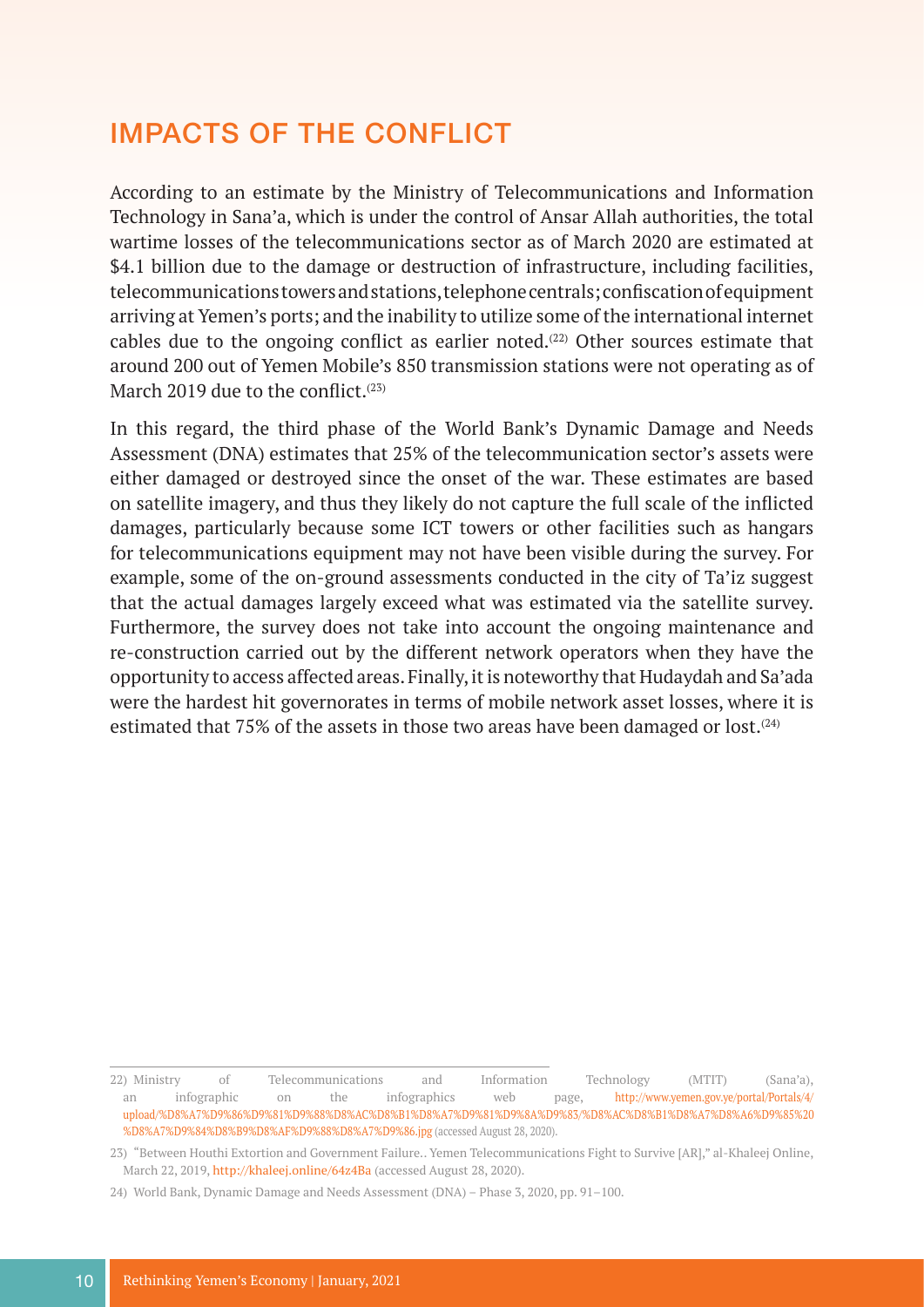## IMPACTS OF THE CONFLICT

According to an estimate by the Ministry of Telecommunications and Information Technology in Sana'a, which is under the control of Ansar Allah authorities, the total wartime losses of the telecommunications sector as of March 2020 are estimated at \$4.1 billion due to the damage or destruction of infrastructure, including facilities, telecommunications towers and stations, telephone centrals; confiscation of equipment arriving at Yemen's ports; and the inability to utilize some of the international internet cables due to the ongoing conflict as earlier noted.(22) Other sources estimate that around 200 out of Yemen Mobile's 850 transmission stations were not operating as of March 2019 due to the conflict.(23)

In this regard, the third phase of the World Bank's Dynamic Damage and Needs Assessment (DNA) estimates that 25% of the telecommunication sector's assets were either damaged or destroyed since the onset of the war. These estimates are based on satellite imagery, and thus they likely do not capture the full scale of the inflicted damages, particularly because some ICT towers or other facilities such as hangars for telecommunications equipment may not have been visible during the survey. For example, some of the on-ground assessments conducted in the city of Ta'iz suggest that the actual damages largely exceed what was estimated via the satellite survey. Furthermore, the survey does not take into account the ongoing maintenance and re-construction carried out by the different network operators when they have the opportunity to access affected areas. Finally, it is noteworthy that Hudaydah and Sa'ada were the hardest hit governorates in terms of mobile network asset losses, where it is estimated that 75% of the assets in those two areas have been damaged or lost.(24)

---

22) Ministry of Telecommunications and Information Technology (MTIT) (Sana'a), an infographic on the infographics web page, http://www.yemen.gov.ye/portal/Portals/4/upload/%D8%A7%D9%86%D9%81%D9%88%D8%AC%D8%B1%D8%A7%D9%81%D9%8A%D9%83/%D8%AC%D8%B1%D8%A7%D8%A6%D9%85%20%D8%A7%D9%84%D8%B9%D8%AF%D9%88%D8%A7%D9%86.jpg (accessed August 28, 2020).

23) "Between Houthi Extortion and Government Failure.. Yemen Telecommunications Fight to Survive [AR]," al-Khaleej Online, March 22, 2019, http://khaleej.online/64z4Ba (accessed August 28, 2020).

24) World Bank, Dynamic Damage and Needs Assessment (DNA) – Phase 3, 2020, pp. 91–100.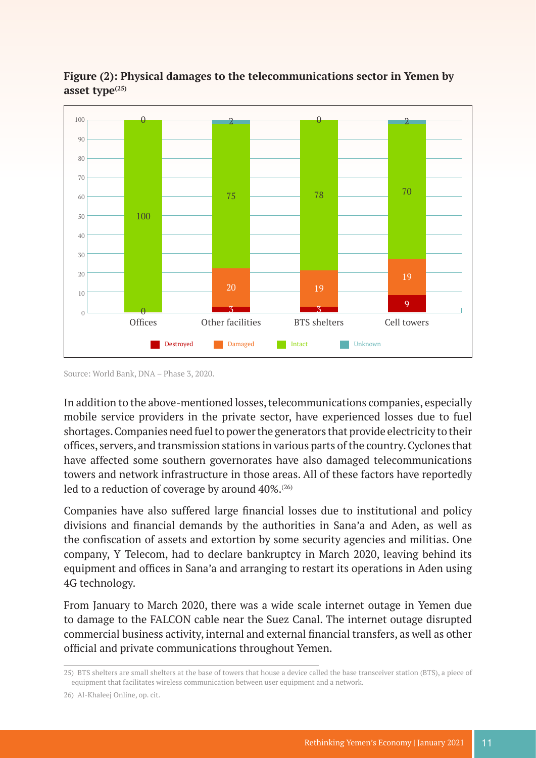**Figure (2): Physical damages to the telecommunications sector in Yemen by asset type[25]**

| | Offices | Other facilities | BTS shelters | Cell towers |
|---|---|---|---|---|
| Destroyed | 0 | 3 | 3 | 9 |
| Damaged | 0 | 20 | 19 | 19 |
| Intact | 100 | 75 | 78 | 70 |
| Unknown | 0 | 2 | 0 | 2 |

Source: World Bank, DNA – Phase 3, 2020.

In addition to the above-mentioned losses, telecommunications companies, especially mobile service providers in the private sector, have experienced losses due to fuel shortages. Companies need fuel to power the generators that provide electricity to their offices, servers, and transmission stations in various parts of the country. Cyclones that have affected some southern governorates have also damaged telecommunications towers and network infrastructure in those areas. All of these factors have reportedly led to a reduction of coverage by around 40%.[26]

Companies have also suffered large financial losses due to institutional and policy divisions and financial demands by the authorities in Sana'a and Aden, as well as the confiscation of assets and extortion by some security agencies and militias. One company, Y Telecom, had to declare bankruptcy in March 2020, leaving behind its equipment and offices in Sana'a and arranging to restart its operations in Aden using 4G technology.

From January to March 2020, there was a wide scale internet outage in Yemen due to damage to the FALCON cable near the Suez Canal. The internet outage disrupted commercial business activity, internal and external financial transfers, as well as other official and private communications throughout Yemen.

---

25) BTS shelters are small shelters at the base of towers that house a device called the base transceiver station (BTS), a piece of equipment that facilitates wireless communication between user equipment and a network.

26) Al-Khaleej Online, op. cit.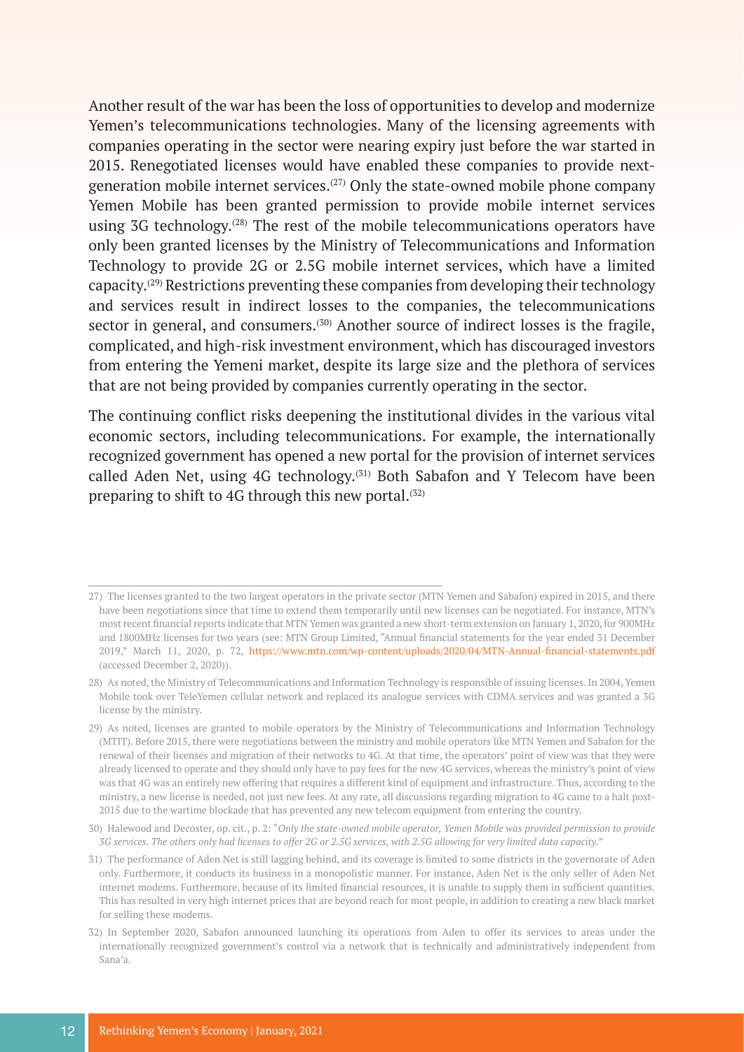Another result of the war has been the loss of opportunities to develop and modernize Yemen's telecommunications technologies. Many of the licensing agreements with companies operating in the sector were nearing expiry just before the war started in 2015. Renegotiated licenses would have enabled these companies to provide next-generation mobile internet services.[27] Only the state-owned mobile phone company Yemen Mobile has been granted permission to provide mobile internet services using 3G technology.[28] The rest of the mobile telecommunications operators have only been granted licenses by the Ministry of Telecommunications and Information Technology to provide 2G or 2.5G mobile internet services, which have a limited capacity.[29] Restrictions preventing these companies from developing their technology and services result in indirect losses to the companies, the telecommunications sector in general, and consumers.[30] Another source of indirect losses is the fragile, complicated, and high-risk investment environment, which has discouraged investors from entering the Yemeni market, despite its large size and the plethora of services that are not being provided by companies currently operating in the sector.

The continuing conflict risks deepening the institutional divides in the various vital economic sectors, including telecommunications. For example, the internationally recognized government has opened a new portal for the provision of internet services called Aden Net, using 4G technology.[31] Both Sabafon and Y Telecom have been preparing to shift to 4G through this new portal.[32]

---

27) The licenses granted to the two largest operators in the private sector (MTN Yemen and Sabafon) expired in 2015, and there have been negotiations since that time to extend them temporarily until new licenses can be negotiated. For instance, MTN's most recent financial reports indicate that MTN Yemen was granted a new short-term extension on January 1, 2020, for 900MHz and 1800MHz licenses for two years (see: MTN Group Limited, "Annual financial statements for the year ended 31 December 2019," March 11, 2020, p. 72, https://www.mtn.com/wp-content/uploads/2020/04/MTN-Annual-financial-statements.pdf (accessed December 2, 2020)).

28) As noted, the Ministry of Telecommunications and Information Technology is responsible of issuing licenses. In 2004, Yemen Mobile took over TeleYemen cellular network and replaced its analogue services with CDMA services and was granted a 3G license by the ministry.

29) As noted, licenses are granted to mobile operators by the Ministry of Telecommunications and Information Technology (MTIT). Before 2015, there were negotiations between the ministry and mobile operators like MTN Yemen and Sabafon for the renewal of their licenses and migration of their networks to 4G. At that time, the operators' point of view was that they were already licensed to operate and they should only have to pay fees for the new 4G services, whereas the ministry's point of view was that 4G was an entirely new offering that requires a different kind of equipment and infrastructure. Thus, according to the ministry, a new license is needed, not just new fees. At any rate, all discussions regarding migration to 4G came to a halt post-2015 due to the wartime blockade that has prevented any new telecom equipment from entering the country.

30) Halewood and Decoster, op. cit., p. 2: "*Only the state-owned mobile operator, Yemen Mobile was provided permission to provide 3G services. The others only had licenses to offer 2G or 2.5G services, with 2.5G allowing for very limited data capacity.*"

31) The performance of Aden Net is still lagging behind, and its coverage is limited to some districts in the governorate of Aden only. Furthermore, it conducts its business in a monopolistic manner. For instance, Aden Net is the only seller of Aden Net internet modems. Furthermore, because of its limited financial resources, it is unable to supply them in sufficient quantities. This has resulted in very high internet prices that are beyond reach for most people, in addition to creating a new black market for selling these modems.

32) In September 2020, Sabafon announced launching its operations from Aden to offer its services to areas under the internationally recognized government's control via a network that is technically and administratively independent from Sana'a.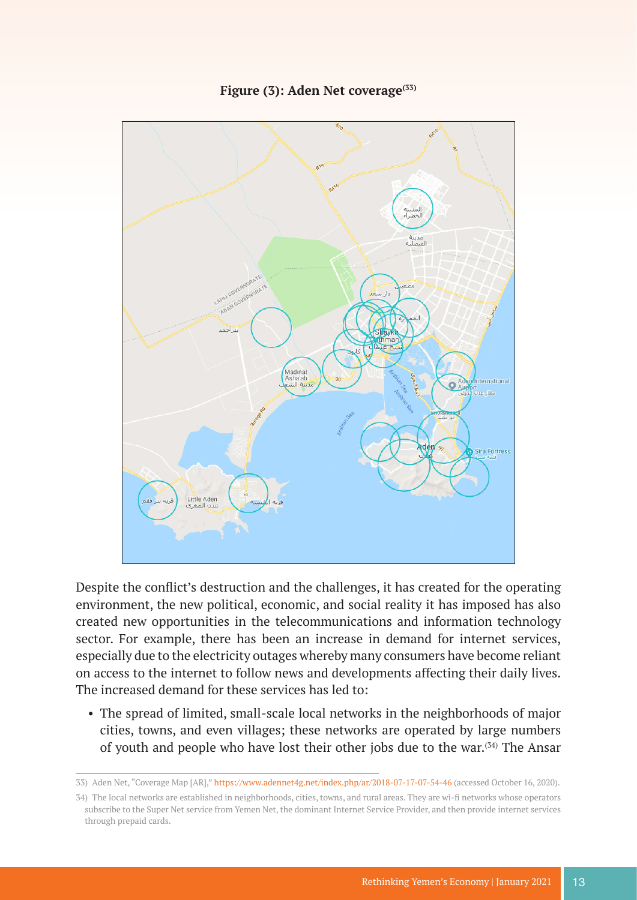**Figure (3): Aden Net coverage[33]**

Despite the conflict's destruction and the challenges, it has created for the operating environment, the new political, economic, and social reality it has imposed has also created new opportunities in the telecommunications and information technology sector. For example, there has been an increase in demand for internet services, especially due to the electricity outages whereby many consumers have become reliant on access to the internet to follow news and developments affecting their daily lives. The increased demand for these services has led to:

- The spread of limited, small-scale local networks in the neighborhoods of major cities, towns, and even villages; these networks are operated by large numbers of youth and people who have lost their other jobs due to the war.[34] The Ansar

---

33) Aden Net, "Coverage Map [AR]," https://www.adennet4g.net/index.php/ar/2018-07-17-07-54-46 (accessed October 16, 2020).

34) The local networks are established in neighborhoods, cities, towns, and rural areas. They are wi-fi networks whose operators subscribe to the Super Net service from Yemen Net, the dominant Internet Service Provider, and then provide internet services through prepaid cards.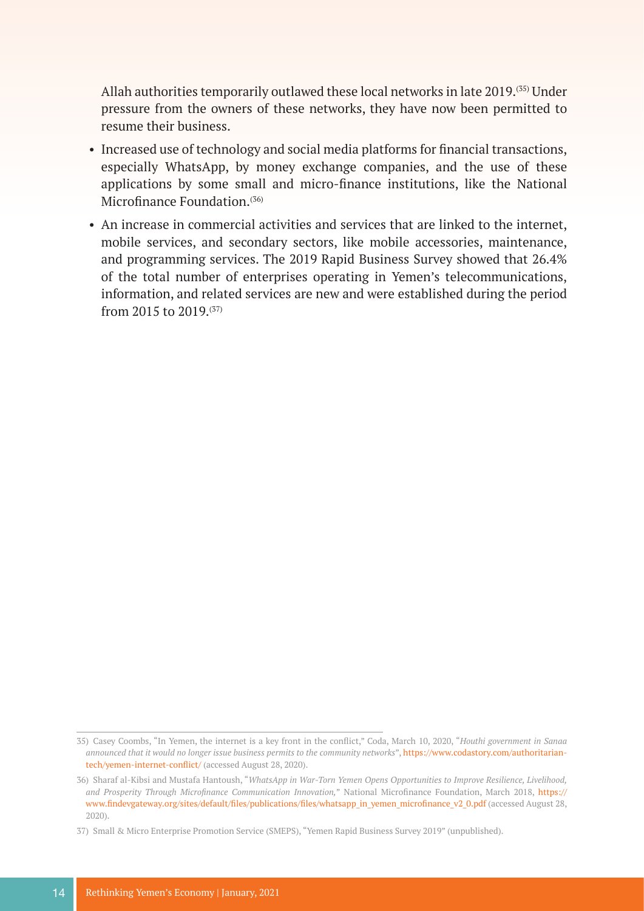Allah authorities temporarily outlawed these local networks in late 2019.[35] Under pressure from the owners of these networks, they have now been permitted to resume their business.

- Increased use of technology and social media platforms for financial transactions, especially WhatsApp, by money exchange companies, and the use of these applications by some small and micro-finance institutions, like the National Microfinance Foundation.[36]
- An increase in commercial activities and services that are linked to the internet, mobile services, and secondary sectors, like mobile accessories, maintenance, and programming services. The 2019 Rapid Business Survey showed that 26.4% of the total number of enterprises operating in Yemen's telecommunications, information, and related services are new and were established during the period from 2015 to 2019.[37]

---

35) Casey Coombs, "In Yemen, the internet is a key front in the conflict," Coda, March 10, 2020, "*Houthi government in Sanaa announced that it would no longer issue business permits to the community networks*", https://www.codastory.com/authoritarian-tech/yemen-internet-conflict/ (accessed August 28, 2020).

36) Sharaf al-Kibsi and Mustafa Hantoush, "*WhatsApp in War-Torn Yemen Opens Opportunities to Improve Resilience, Livelihood, and Prosperity Through Microfinance Communication Innovation,*" National Microfinance Foundation, March 2018, https://www.findevgateway.org/sites/default/files/publications/files/whatsapp_in_yemen_microfinance_v2_0.pdf (accessed August 28, 2020).

37) Small & Micro Enterprise Promotion Service (SMEPS), "Yemen Rapid Business Survey 2019" (unpublished).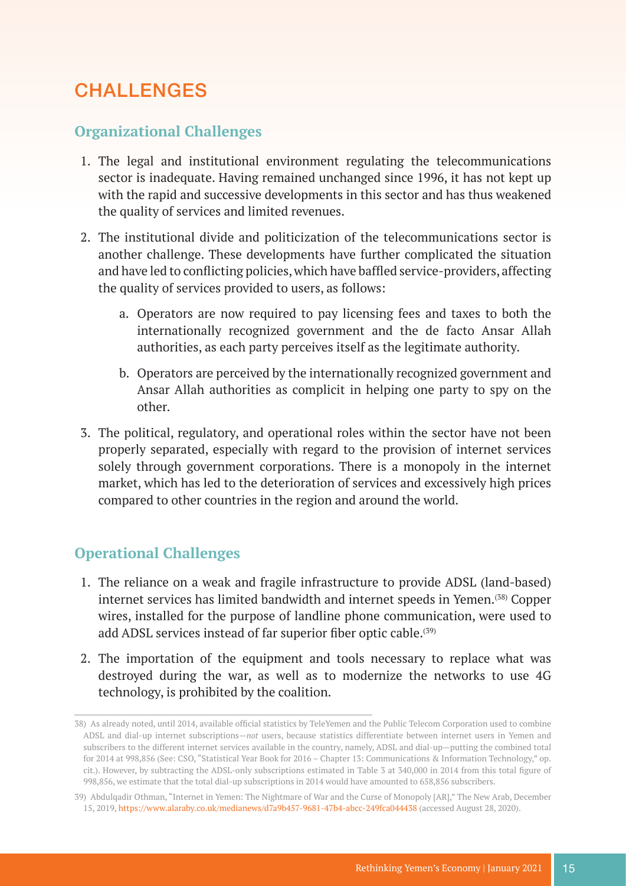## CHALLENGES

### Organizational Challenges

1. The legal and institutional environment regulating the telecommunications sector is inadequate. Having remained unchanged since 1996, it has not kept up with the rapid and successive developments in this sector and has thus weakened the quality of services and limited revenues.
2. The institutional divide and politicization of the telecommunications sector is another challenge. These developments have further complicated the situation and have led to conflicting policies, which have baffled service-providers, affecting the quality of services provided to users, as follows:
   a. Operators are now required to pay licensing fees and taxes to both the internationally recognized government and the de facto Ansar Allah authorities, as each party perceives itself as the legitimate authority.
   b. Operators are perceived by the internationally recognized government and Ansar Allah authorities as complicit in helping one party to spy on the other.
3. The political, regulatory, and operational roles within the sector have not been properly separated, especially with regard to the provision of internet services solely through government corporations. There is a monopoly in the internet market, which has led to the deterioration of services and excessively high prices compared to other countries in the region and around the world.

### Operational Challenges

1. The reliance on a weak and fragile infrastructure to provide ADSL (land-based) internet services has limited bandwidth and internet speeds in Yemen.(38) Copper wires, installed for the purpose of landline phone communication, were used to add ADSL services instead of far superior fiber optic cable.(39)
2. The importation of the equipment and tools necessary to replace what was destroyed during the war, as well as to modernize the networks to use 4G technology, is prohibited by the coalition.

---

38) As already noted, until 2014, available official statistics by TeleYemen and the Public Telecom Corporation used to combine ADSL and dial-up internet subscriptions—*not* users, because statistics differentiate between internet users in Yemen and subscribers to the different internet services available in the country, namely, ADSL and dial-up—putting the combined total for 2014 at 998,856 (See: CSO, "Statistical Year Book for 2016 – Chapter 13: Communications & Information Technology," op. cit.). However, by subtracting the ADSL-only subscriptions estimated in Table 3 at 340,000 in 2014 from this total figure of 998,856, we estimate that the total dial-up subscriptions in 2014 would have amounted to 658,856 subscribers.

39) Abdulqadir Othman, "Internet in Yemen: The Nightmare of War and the Curse of Monopoly [AR]," The New Arab, December 15, 2019, https://www.alaraby.co.uk/medianews/d7a9b457-9681-47b4-abcc-249fca044438 (accessed August 28, 2020).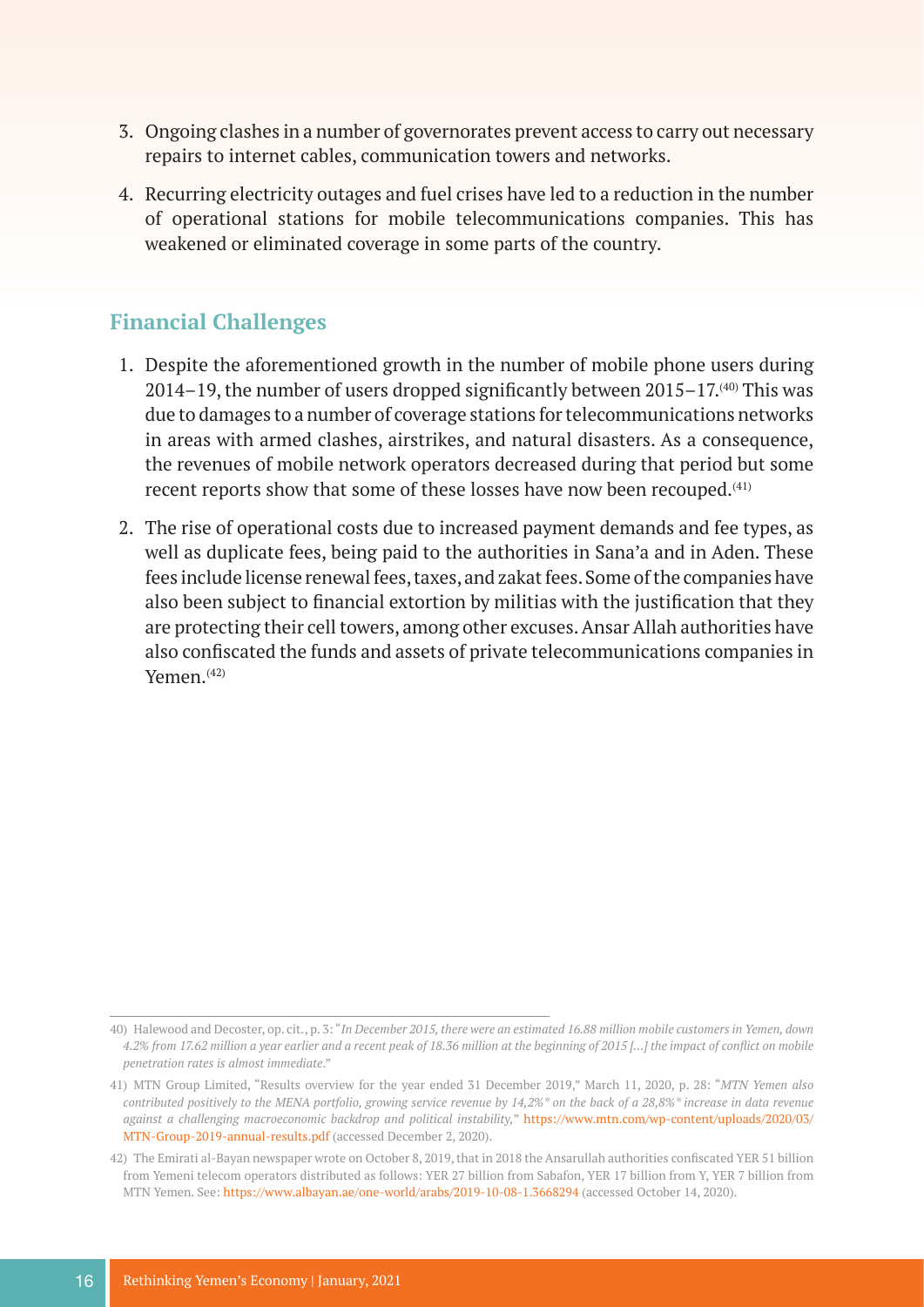3. Ongoing clashes in a number of governorates prevent access to carry out necessary repairs to internet cables, communication towers and networks.
4. Recurring electricity outages and fuel crises have led to a reduction in the number of operational stations for mobile telecommunications companies. This has weakened or eliminated coverage in some parts of the country.

## Financial Challenges

1. Despite the aforementioned growth in the number of mobile phone users during 2014–19, the number of users dropped significantly between 2015–17.[40] This was due to damages to a number of coverage stations for telecommunications networks in areas with armed clashes, airstrikes, and natural disasters. As a consequence, the revenues of mobile network operators decreased during that period but some recent reports show that some of these losses have now been recouped.[41]
2. The rise of operational costs due to increased payment demands and fee types, as well as duplicate fees, being paid to the authorities in Sana'a and in Aden. These fees include license renewal fees, taxes, and zakat fees. Some of the companies have also been subject to financial extortion by militias with the justification that they are protecting their cell towers, among other excuses. Ansar Allah authorities have also confiscated the funds and assets of private telecommunications companies in Yemen.[42]

---

40) Halewood and Decoster, op. cit., p. 3: "*In December 2015, there were an estimated 16.88 million mobile customers in Yemen, down 4.2% from 17.62 million a year earlier and a recent peak of 18.36 million at the beginning of 2015 [...] the impact of conflict on mobile penetration rates is almost immediate*."

41) MTN Group Limited, "Results overview for the year ended 31 December 2019," March 11, 2020, p. 28: "*MTN Yemen also contributed positively to the MENA portfolio, growing service revenue by 14,2%\* on the back of a 28,8%\* increase in data revenue against a challenging macroeconomic backdrop and political instability,*" https://www.mtn.com/wp-content/uploads/2020/03/MTN-Group-2019-annual-results.pdf (accessed December 2, 2020).

42) The Emirati al-Bayan newspaper wrote on October 8, 2019, that in 2018 the Ansarullah authorities confiscated YER 51 billion from Yemeni telecom operators distributed as follows: YER 27 billion from Sabafon, YER 17 billion from Y, YER 7 billion from MTN Yemen. See: https://www.albayan.ae/one-world/arabs/2019-10-08-1.3668294 (accessed October 14, 2020).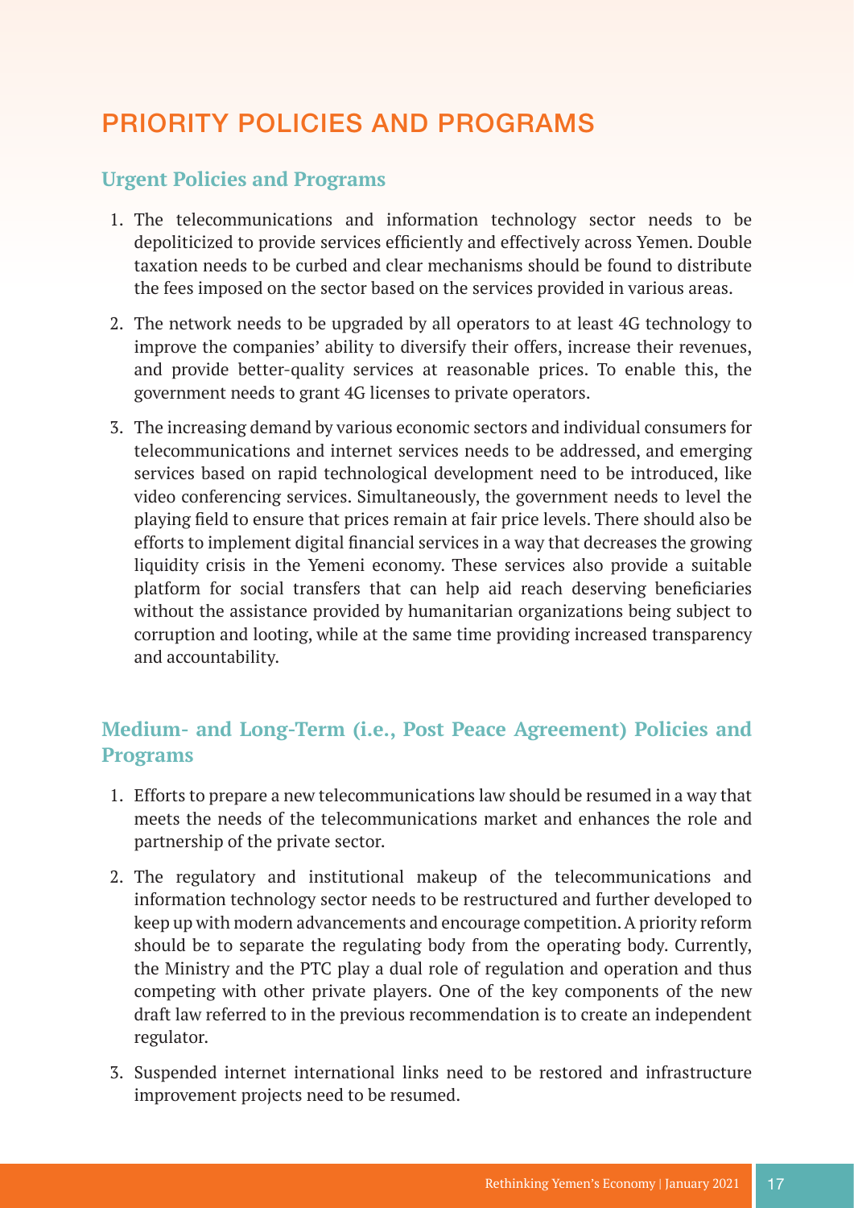# PRIORITY POLICIES AND PROGRAMS

## Urgent Policies and Programs

1. The telecommunications and information technology sector needs to be depoliticized to provide services efficiently and effectively across Yemen. Double taxation needs to be curbed and clear mechanisms should be found to distribute the fees imposed on the sector based on the services provided in various areas.

2. The network needs to be upgraded by all operators to at least 4G technology to improve the companies' ability to diversify their offers, increase their revenues, and provide better-quality services at reasonable prices. To enable this, the government needs to grant 4G licenses to private operators.

3. The increasing demand by various economic sectors and individual consumers for telecommunications and internet services needs to be addressed, and emerging services based on rapid technological development need to be introduced, like video conferencing services. Simultaneously, the government needs to level the playing field to ensure that prices remain at fair price levels. There should also be efforts to implement digital financial services in a way that decreases the growing liquidity crisis in the Yemeni economy. These services also provide a suitable platform for social transfers that can help aid reach deserving beneficiaries without the assistance provided by humanitarian organizations being subject to corruption and looting, while at the same time providing increased transparency and accountability.

## Medium- and Long-Term (i.e., Post Peace Agreement) Policies and Programs

1. Efforts to prepare a new telecommunications law should be resumed in a way that meets the needs of the telecommunications market and enhances the role and partnership of the private sector.

2. The regulatory and institutional makeup of the telecommunications and information technology sector needs to be restructured and further developed to keep up with modern advancements and encourage competition. A priority reform should be to separate the regulating body from the operating body. Currently, the Ministry and the PTC play a dual role of regulation and operation and thus competing with other private players. One of the key components of the new draft law referred to in the previous recommendation is to create an independent regulator.

3. Suspended internet international links need to be restored and infrastructure improvement projects need to be resumed.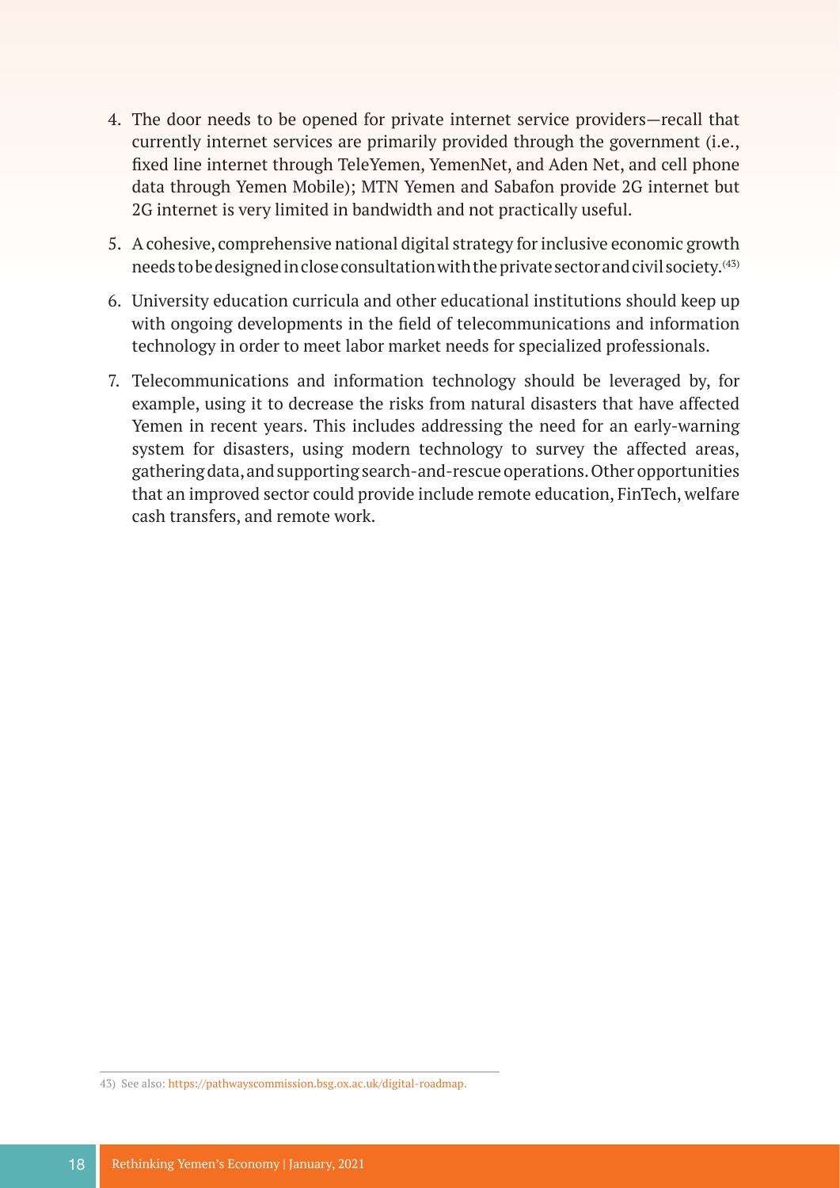4. The door needs to be opened for private internet service providers—recall that currently internet services are primarily provided through the government (i.e., fixed line internet through TeleYemen, YemenNet, and Aden Net, and cell phone data through Yemen Mobile); MTN Yemen and Sabafon provide 2G internet but 2G internet is very limited in bandwidth and not practically useful.
5. A cohesive, comprehensive national digital strategy for inclusive economic growth needs to be designed in close consultation with the private sector and civil society.[43]
6. University education curricula and other educational institutions should keep up with ongoing developments in the field of telecommunications and information technology in order to meet labor market needs for specialized professionals.
7. Telecommunications and information technology should be leveraged by, for example, using it to decrease the risks from natural disasters that have affected Yemen in recent years. This includes addressing the need for an early-warning system for disasters, using modern technology to survey the affected areas, gathering data, and supporting search-and-rescue operations. Other opportunities that an improved sector could provide include remote education, FinTech, welfare cash transfers, and remote work.

---

43) See also: https://pathwayscommission.bsg.ox.ac.uk/digital-roadmap.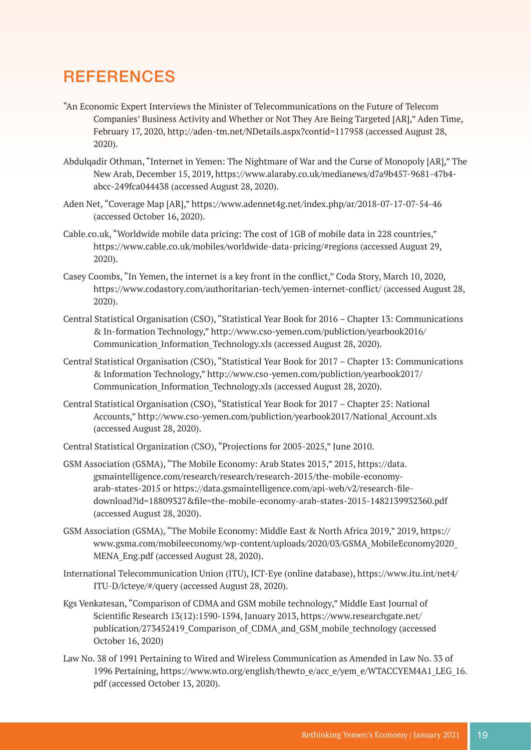## REFERENCES

"An Economic Expert Interviews the Minister of Telecommunications on the Future of Telecom Companies' Business Activity and Whether or Not They Are Being Targeted [AR]," Aden Time, February 17, 2020, http://aden-tm.net/NDetails.aspx?contid=117958 (accessed August 28, 2020).

Abdulqadir Othman, "Internet in Yemen: The Nightmare of War and the Curse of Monopoly [AR]," The New Arab, December 15, 2019, https://www.alaraby.co.uk/medianews/d7a9b457-9681-47b4-abcc-249fca044438 (accessed August 28, 2020).

Aden Net, "Coverage Map [AR]," https://www.adennet4g.net/index.php/ar/2018-07-17-07-54-46 (accessed October 16, 2020).

Cable.co.uk, "Worldwide mobile data pricing: The cost of 1GB of mobile data in 228 countries," https://www.cable.co.uk/mobiles/worldwide-data-pricing/#regions (accessed August 29, 2020).

Casey Coombs, "In Yemen, the internet is a key front in the conflict," Coda Story, March 10, 2020, https://www.codastory.com/authoritarian-tech/yemen-internet-conflict/ (accessed August 28, 2020).

Central Statistical Organisation (CSO), "Statistical Year Book for 2016 – Chapter 13: Communications & In-formation Technology," http://www.cso-yemen.com/publiction/yearbook2016/Communication_Information_Technology.xls (accessed August 28, 2020).

Central Statistical Organisation (CSO), "Statistical Year Book for 2017 – Chapter 13: Communications & Information Technology," http://www.cso-yemen.com/publiction/yearbook2017/Communication_Information_Technology.xls (accessed August 28, 2020).

Central Statistical Organisation (CSO), "Statistical Year Book for 2017 – Chapter 25: National Accounts," http://www.cso-yemen.com/publiction/yearbook2017/National_Account.xls (accessed August 28, 2020).

Central Statistical Organization (CSO), "Projections for 2005-2025," June 2010.

GSM Association (GSMA), "The Mobile Economy: Arab States 2015," 2015, https://data.gsmaintelligence.com/research/research/research-2015/the-mobile-economy-arab-states-2015 or https://data.gsmaintelligence.com/api-web/v2/research-file-download?id=18809327&file=the-mobile-economy-arab-states-2015-1482139932360.pdf (accessed August 28, 2020).

GSM Association (GSMA), "The Mobile Economy: Middle East & North Africa 2019," 2019, https://www.gsma.com/mobileeconomy/wp-content/uploads/2020/03/GSMA_MobileEconomy2020_MENA_Eng.pdf (accessed August 28, 2020).

International Telecommunication Union (ITU), ICT-Eye (online database), https://www.itu.int/net4/ITU-D/icteye/#/query (accessed August 28, 2020).

Kgs Venkatesan, "Comparison of CDMA and GSM mobile technology," Middle East Journal of Scientific Research 13(12):1590-1594, January 2013, https://www.researchgate.net/publication/273452419_Comparison_of_CDMA_and_GSM_mobile_technology (accessed October 16, 2020)

Law No. 38 of 1991 Pertaining to Wired and Wireless Communication as Amended in Law No. 33 of 1996 Pertaining, https://www.wto.org/english/thewto_e/acc_e/yem_e/WTACCYEM4A1_LEG_16.pdf (accessed October 13, 2020).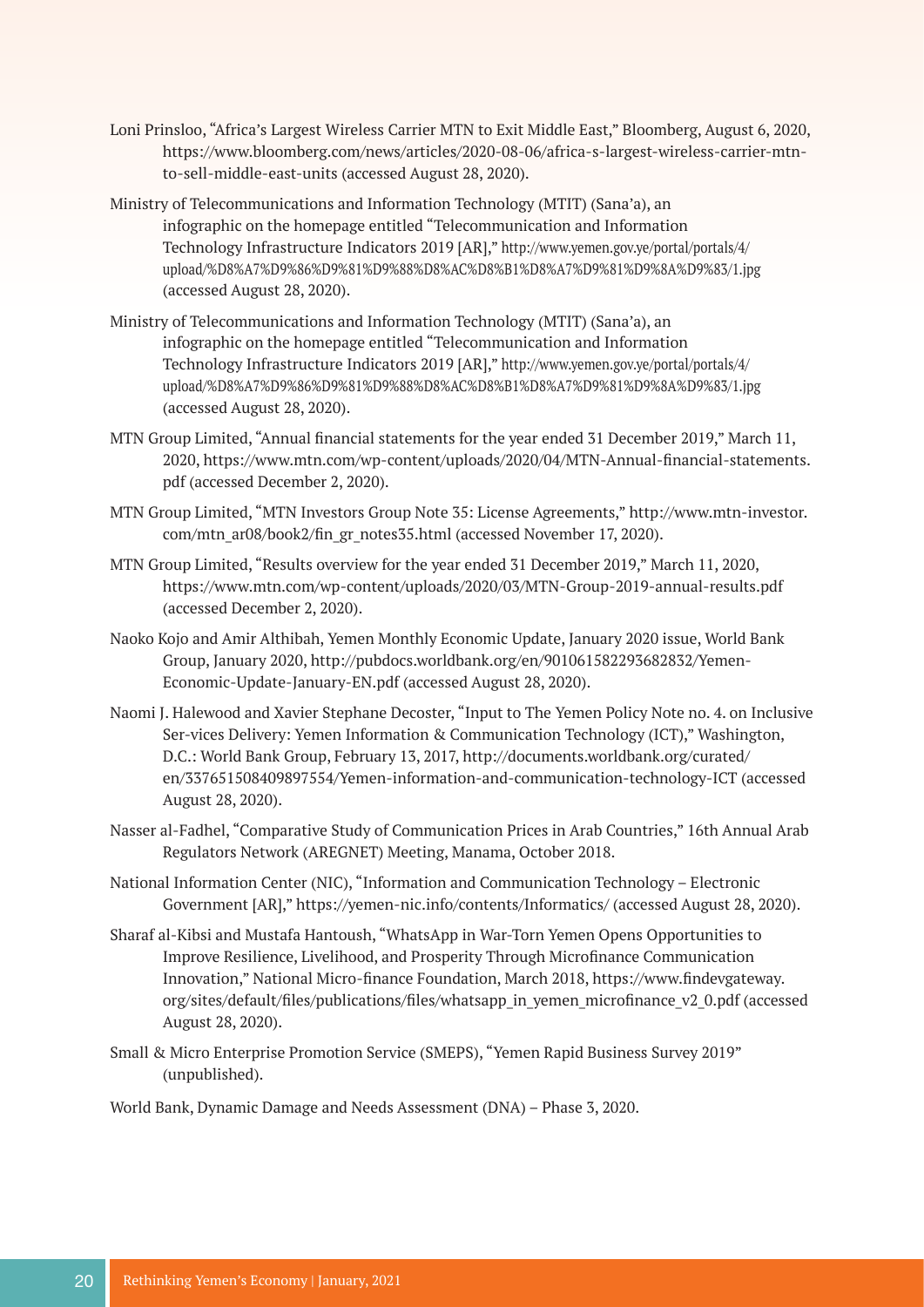Loni Prinsloo, "Africa's Largest Wireless Carrier MTN to Exit Middle East," Bloomberg, August 6, 2020, https://www.bloomberg.com/news/articles/2020-08-06/africa-s-largest-wireless-carrier-mtn-to-sell-middle-east-units (accessed August 28, 2020).

Ministry of Telecommunications and Information Technology (MTIT) (Sana'a), an infographic on the homepage entitled "Telecommunication and Information Technology Infrastructure Indicators 2019 [AR]," http://www.yemen.gov.ye/portal/portals/4/upload/%D8%A7%D9%86%D9%81%D9%88%D8%AC%D8%B1%D8%A7%D9%81%D9%8A%D9%83/1.jpg (accessed August 28, 2020).

Ministry of Telecommunications and Information Technology (MTIT) (Sana'a), an infographic on the homepage entitled "Telecommunication and Information Technology Infrastructure Indicators 2019 [AR]," http://www.yemen.gov.ye/portal/portals/4/upload/%D8%A7%D9%86%D9%81%D9%88%D8%AC%D8%B1%D8%A7%D9%81%D9%8A%D9%83/1.jpg (accessed August 28, 2020).

MTN Group Limited, "Annual financial statements for the year ended 31 December 2019," March 11, 2020, https://www.mtn.com/wp-content/uploads/2020/04/MTN-Annual-financial-statements.pdf (accessed December 2, 2020).

MTN Group Limited, "MTN Investors Group Note 35: License Agreements," http://www.mtn-investor.com/mtn_ar08/book2/fin_gr_notes35.html (accessed November 17, 2020).

MTN Group Limited, "Results overview for the year ended 31 December 2019," March 11, 2020, https://www.mtn.com/wp-content/uploads/2020/03/MTN-Group-2019-annual-results.pdf (accessed December 2, 2020).

Naoko Kojo and Amir Althibah, Yemen Monthly Economic Update, January 2020 issue, World Bank Group, January 2020, http://pubdocs.worldbank.org/en/901061582293682832/Yemen-Economic-Update-January-EN.pdf (accessed August 28, 2020).

Naomi J. Halewood and Xavier Stephane Decoster, "Input to The Yemen Policy Note no. 4. on Inclusive Ser-vices Delivery: Yemen Information & Communication Technology (ICT)," Washington, D.C.: World Bank Group, February 13, 2017, http://documents.worldbank.org/curated/en/337651508409897554/Yemen-information-and-communication-technology-ICT (accessed August 28, 2020).

Nasser al-Fadhel, "Comparative Study of Communication Prices in Arab Countries," 16th Annual Arab Regulators Network (AREGNET) Meeting, Manama, October 2018.

National Information Center (NIC), "Information and Communication Technology – Electronic Government [AR]," https://yemen-nic.info/contents/Informatics/ (accessed August 28, 2020).

Sharaf al-Kibsi and Mustafa Hantoush, "WhatsApp in War-Torn Yemen Opens Opportunities to Improve Resilience, Livelihood, and Prosperity Through Microfinance Communication Innovation," National Micro-finance Foundation, March 2018, https://www.findevgateway.org/sites/default/files/publications/files/whatsapp_in_yemen_microfinance_v2_0.pdf (accessed August 28, 2020).

Small & Micro Enterprise Promotion Service (SMEPS), "Yemen Rapid Business Survey 2019" (unpublished).

World Bank, Dynamic Damage and Needs Assessment (DNA) – Phase 3, 2020.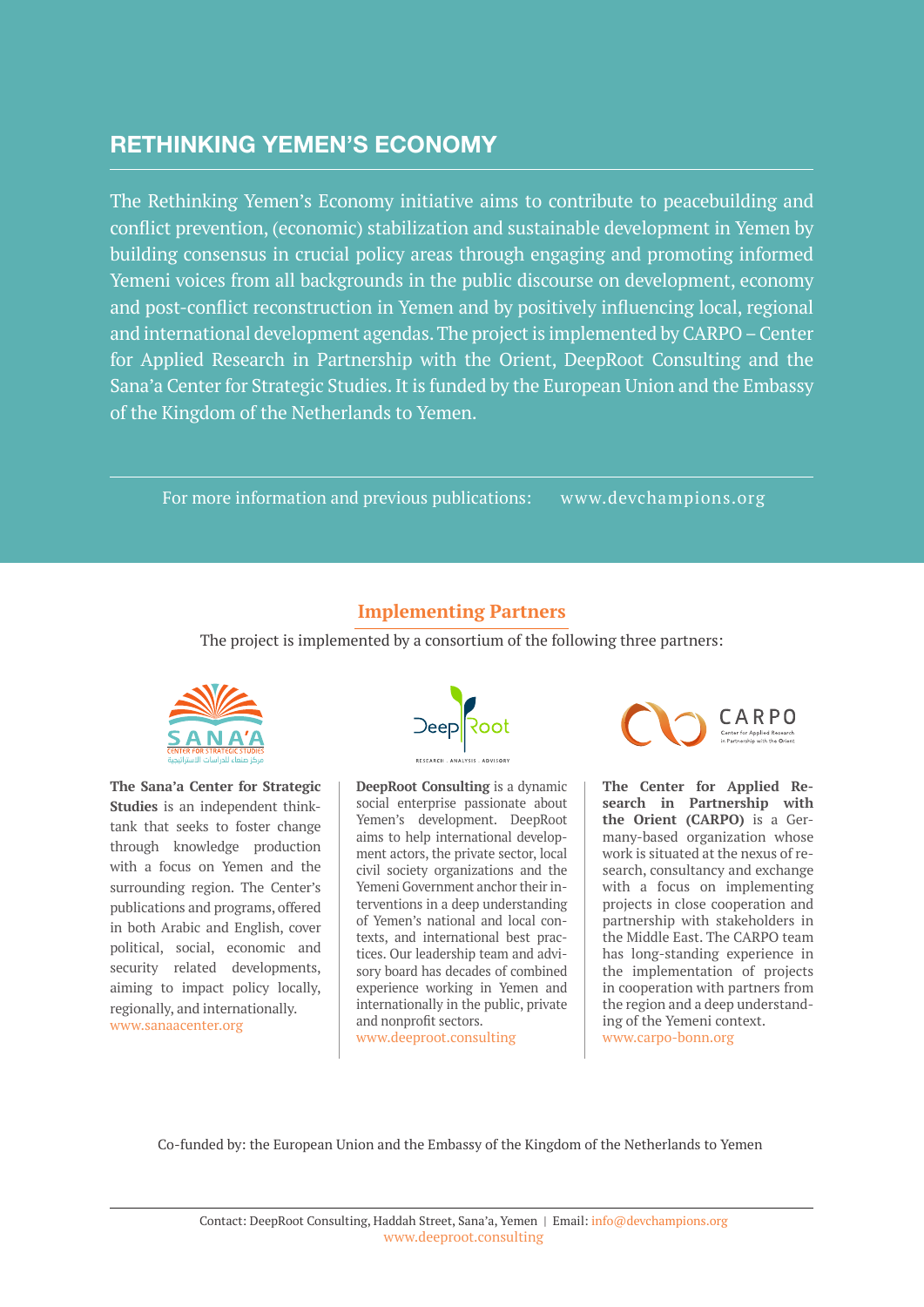## RETHINKING YEMEN'S ECONOMY

The Rethinking Yemen's Economy initiative aims to contribute to peacebuilding and conflict prevention, (economic) stabilization and sustainable development in Yemen by building consensus in crucial policy areas through engaging and promoting informed Yemeni voices from all backgrounds in the public discourse on development, economy and post-conflict reconstruction in Yemen and by positively influencing local, regional and international development agendas. The project is implemented by CARPO – Center for Applied Research in Partnership with the Orient, DeepRoot Consulting and the Sana'a Center for Strategic Studies. It is funded by the European Union and the Embassy of the Kingdom of the Netherlands to Yemen.

For more information and previous publications: www.devchampions.org

### Implementing Partners

The project is implemented by a consortium of the following three partners:

**The Sana'a Center for Strategic Studies** is an independent think-tank that seeks to foster change through knowledge production with a focus on Yemen and the surrounding region. The Center's publications and programs, offered in both Arabic and English, cover political, social, economic and security related developments, aiming to impact policy locally, regionally, and internationally.
www.sanaacenter.org

**DeepRoot Consulting** is a dynamic social enterprise passionate about Yemen's development. DeepRoot aims to help international development actors, the private sector, local civil society organizations and the Yemeni Government anchor their interventions in a deep understanding of Yemen's national and local contexts, and international best practices. Our leadership team and advisory board has decades of combined experience working in Yemen and internationally in the public, private and nonprofit sectors.
www.deeproot.consulting

**The Center for Applied Research in Partnership with the Orient (CARPO)** is a Germany-based organization whose work is situated at the nexus of research, consultancy and exchange with a focus on implementing projects in close cooperation and partnership with stakeholders in the Middle East. The CARPO team has long-standing experience in the implementation of projects in cooperation with partners from the region and a deep understanding of the Yemeni context.
www.carpo-bonn.org

Co-funded by: the European Union and the Embassy of the Kingdom of the Netherlands to Yemen

Contact: DeepRoot Consulting, Haddah Street, Sana'a, Yemen | Email: info@devchampions.org
www.deeproot.consulting